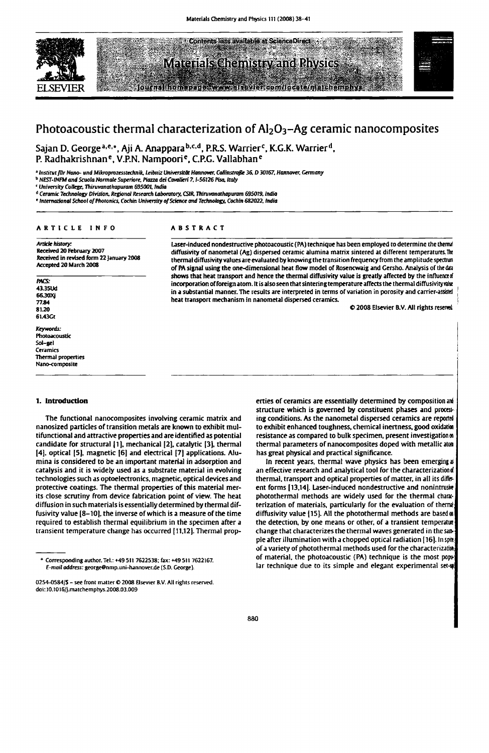# Photoacoustic thermal characterization of $Al_2O_3$–Ag ceramic nanocomposites

Sajan D. George[a,e,*], Aji A. Anappara[b,c,d], P.R.S. Warrier[c], K.G.K. Warrier[d], P. Radhakrishnan[e], V.P.N. Nampoori[e], C.P.G. Vallabhan[e]

[a] Institut für Nano- und Mikroprozesstechnik, Leibniz Universität Hannover, Collinstraße 36, D 30167, Hannover, Germany
[b] NEST-INFM and Scuola Normale Superiore, Piazza dei Cavalieri 7, I-56126 Pisa, Italy
[c] University College, Thiruvananthapuram 695001, India
[d] Ceramic Technology Division, Regional Research Laboratory, CSIR, Thiruvananthapuram 695019, India
[e] International School of Photonics, Cochin University of Science and Technology, Cochin 682022, India

## ARTICLE INFO

*Article history:*
Received 20 February 2007
Received in revised form 22 January 2008
Accepted 20 March 2008

*PACS:*
43.35Ud
66.30Xj
77.84
81.20
61.43Gt

*Keywords:*
Photoacoustic
Sol–gel
Ceramics
Thermal properties
Nano-composite

## ABSTRACT

Laser-induced nondestructive photoacoustic (PA) technique has been employed to determine the thermal diffusivity of nanometal (Ag) dispersed ceramic alumina matrix sintered at different temperatures. The thermal diffusivity values are evaluated by knowing the transition frequency from the amplitude spectrum of PA signal using the one-dimensional heat flow model of Rosencwaig and Gersho. Analysis of the data shows that heat transport and hence the thermal diffusivity value is greatly affected by the influence of incorporation of foreign atom. It is also seen that sintering temperature affects the thermal diffusivity value in a substantial manner. The results are interpreted in terms of variation in porosity and carrier-assisted heat transport mechanism in nanometal dispersed ceramics.

© 2008 Elsevier B.V. All rights reserved.

## 1. Introduction

The functional nanocomposites involving ceramic matrix and nanosized particles of transition metals are known to exhibit multifunctional and attractive properties and are identified as potential candidate for structural [1], mechanical [2], catalytic [3], thermal [4], optical [5], magnetic [6] and electrical [7] applications. Alumina is considered to be an important material in adsorption and catalysis and it is widely used as a substrate material in evolving technologies such as optoelectronics, magnetic, optical devices and protective coatings. The thermal properties of this material merits its close scrutiny from device fabrication point of view. The heat diffusion in such materials is essentially determined by thermal diffusivity value [8–10], the inverse of which is a measure of the time required to establish thermal equilibrium in the specimen after a transient temperature change has occurred [11,12]. Thermal properties of ceramics are essentially determined by composition and structure which is governed by constituent phases and processing conditions. As the nanometal dispersed ceramics are reported to exhibit enhanced toughness, chemical inertness, good oxidation resistance as compared to bulk specimen, present investigation on thermal parameters of nanocomposites doped with metallic atom has great physical and practical significance.

In recent years, thermal wave physics has been emerging as an effective research and analytical tool for the characterization of thermal, transport and optical properties of matter, in all its different forms [13,14]. Laser-induced nondestructive and nonintrusive photothermal methods are widely used for the thermal characterization of materials, particularly for the evaluation of thermal diffusivity value [15]. All the photothermal methods are based on the detection, by one means or other, of a transient temperature change that characterizes the thermal waves generated in the sample after illumination with a chopped optical radiation [16]. In spite of a variety of photothermal methods used for the characterization of material, the photoacoustic (PA) technique is the most popular technique due to its simple and elegant experimental set-up

\* Corresponding author. Tel.: +49 511 7622538; fax: +49 511 7622167.
*E-mail address:* george@nmp.uni-hannover.de (S.D. George).

0254-0584/$ – see front matter © 2008 Elsevier B.V. All rights reserved.
doi:10.1016/j.matchemphys.2008.03.009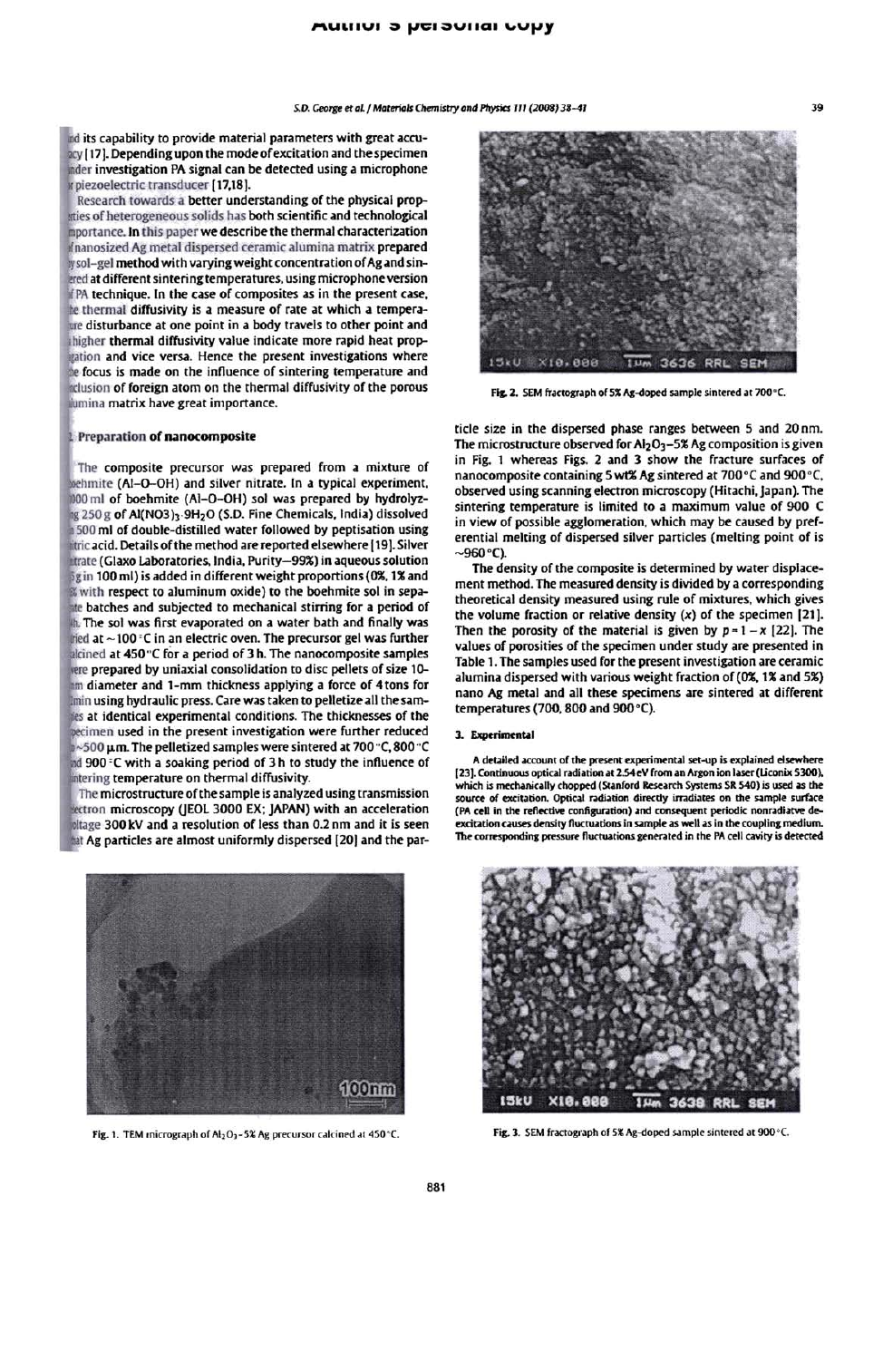and its capability to provide material parameters with great accuracy [17]. Depending upon the mode of excitation and the specimen under investigation PA signal can be detected using a microphone or piezoelectric transducer [17,18].

Research towards a better understanding of the physical properties of heterogeneous solids has both scientific and technological importance. In this paper we describe the thermal characterization of nanosized Ag metal dispersed ceramic alumina matrix prepared by sol–gel method with varying weight concentration of Ag and sintered at different sintering temperatures, using microphone version of PA technique. In the case of composites as in the present case, the thermal diffusivity is a measure of rate at which a temperature disturbance at one point in a body travels to other point and a higher thermal diffusivity value indicate more rapid heat propagation and vice versa. Hence the present investigations where the focus is made on the influence of sintering temperature and inclusion of foreign atom on the thermal diffusivity of the porous alumina matrix have great importance.

## 2. Preparation of nanocomposite

The composite precursor was prepared from a mixture of boehmite (Al–O–OH) and silver nitrate. In a typical experiment, 1000 ml of boehmite (Al–O–OH) sol was prepared by hydrolyzing 250 g of $Al(NO3)_3 \cdot 9H_2O$ (S.D. Fine Chemicals, India) dissolved in 500 ml of double-distilled water followed by peptisation using nitric acid. Details of the method are reported elsewhere [19]. Silver nitrate (Glaxo Laboratories, India, Purity—99%) in aqueous solution (5 g in 100 ml) is added in different weight proportions (0%, 1% and 5% with respect to aluminum oxide) to the boehmite sol in separate batches and subjected to mechanical stirring for a period of 1 h. The sol was first evaporated on a water bath and finally was dried at ~100 °C in an electric oven. The precursor gel was further calcined at 450 °C for a period of 3 h. The nanocomposite samples were prepared by uniaxial consolidation to disc pellets of size 10-mm diameter and 1-mm thickness applying a force of 4 tons for 1 min using hydraulic press. Care was taken to pelletize all the samples at identical experimental conditions. The thicknesses of the specimen used in the present investigation were further reduced to ~500 μm. The pelletized samples were sintered at 700 °C, 800 °C and 900 °C with a soaking period of 3 h to study the influence of sintering temperature on thermal diffusivity.

The microstructure of the sample is analyzed using transmission electron microscopy (JEOL 3000 EX; JAPAN) with an acceleration voltage 300 kV and a resolution of less than 0.2 nm and it is seen that Ag particles are almost uniformly dispersed [20] and the particle size in the dispersed phase ranges between 5 and 20 nm. The microstructure observed for $Al_2O_3$–5% Ag composition is given in Fig. 1 whereas Figs. 2 and 3 show the fracture surfaces of nanocomposite containing 5 wt% Ag sintered at 700 °C and 900 °C, observed using scanning electron microscopy (Hitachi, Japan). The sintering temperature is limited to a maximum value of 900 C in view of possible agglomeration, which may be caused by preferential melting of dispersed silver particles (melting point of is ~960 °C).

The density of the composite is determined by water displacement method. The measured density is divided by a corresponding theoretical density measured using rule of mixtures, which gives the volume fraction or relative density ($x$) of the specimen [21]. Then the porosity of the material is given by $p = 1 - x$ [22]. The values of porosities of the specimen under study are presented in Table 1. The samples used for the present investigation are ceramic alumina dispersed with various weight fraction of (0%, 1% and 5%) nano Ag metal and all these specimens are sintered at different temperatures (700, 800 and 900 °C).

Fig. 1. TEM micrograph of $Al_2O_3$–5% Ag precursor calcined at 450 °C.

Fig. 2. SEM fractograph of 5% Ag-doped sample sintered at 700 °C.

Fig. 3. SEM fractograph of 5% Ag-doped sample sintered at 900 °C.

## 3. Experimental

A detailed account of the present experimental set-up is explained elsewhere [23]. Continuous optical radiation at 2.54 eV from an Argon ion laser (Liconix 5300), which is mechanically chopped (Stanford Research Systems SR 540) is used as the source of excitation. Optical radiation directly irradiates on the sample surface (PA cell in the reflective configuration) and consequent periodic nonradiatve de-excitation causes density fluctuations in sample as well as in the coupling medium. The corresponding pressure fluctuations generated in the PA cell cavity is detected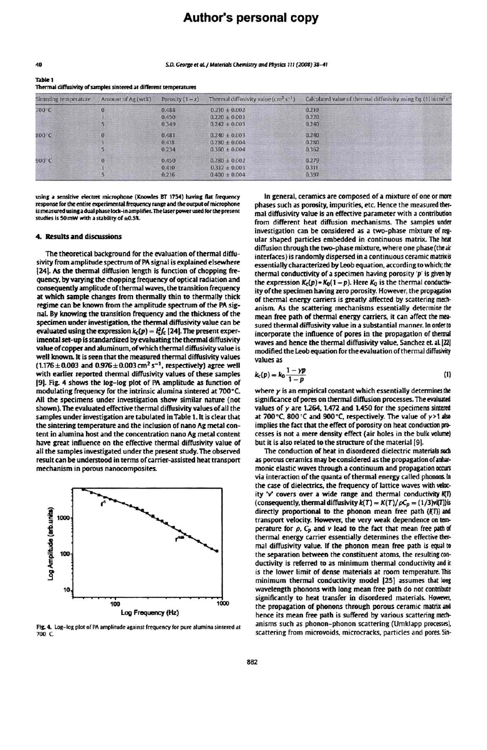Table 1
Thermal diffusivity of samples sintered at different temperatures

| Sintering temperature | Amount of Ag (wt%) | Porosity $(1-x)$ | Thermal diffusivity value ($cm^2 s^{-1}$) | Calculated value of thermal diffusivity using Eq. (1) in $cm^2 s^{-1}$ |
|---|---|---|---|---|
| 700 °C | 0 | 0.488 | 0.210 ± 0.002 | 0.210 |
| | 1 | 0.450 | 0.220 ± 0.003 | 0.220 |
| | 5 | 0.349 | 0.242 ± 0.003 | 0.240 |
| 800 °C | 0 | 0.481 | 0.240 ± 0.003 | 0.240 |
| | 1 | 0.418 | 0.280 ± 0.004 | 0.280 |
| | 5 | 0.234 | 0.360 ± 0.004 | 0.362 |
| 900 °C | 0 | 0.450 | 0.280 ± 0.002 | 0.279 |
| | 1 | 0.410 | 0.312 ± 0.003 | 0.311 |
| | 5 | 0.216 | 0.400 ± 0.004 | 0.397 |

using a sensitive electret microphone (Knowles BT 1754) having flat frequency response for the entire experimental frequency range and the output of microphone is measured using a dual phase lock-in amplifier. The laser power used for the present studies is 50 mW with a stability of ±0.5%.

## 4. Results and discussions

The theoretical background for the evaluation of thermal diffusivity from amplitude spectrum of PA signal is explained elsewhere [24]. As the thermal diffusion length is function of chopping frequency, by varying the chopping frequency of optical radiation and consequently amplitude of thermal waves, the transition frequency at which sample changes from thermally thin to thermally thick regime can be known from the amplitude spectrum of the PA signal. By knowing the transition frequency and the thickness of the specimen under investigation, the thermal diffusivity value can be evaluated using the expression $k_c(p) = l_s^2 f_c$ [24]. The present experimental set-up is standardized by evaluating the thermal diffusivity value of copper and aluminum, of which thermal diffusivity value is well known. It is seen that the measured thermal diffusivity values (1.176 ± 0.003 and 0.976 ± 0.003 $cm^2 s^{-1}$, respectively) agree well with earlier reported thermal diffusivity values of these samples [9]. Fig. 4 shows the log–log plot of PA amplitude as function of modulating frequency for the intrinsic alumina sintered at 700 °C. All the specimens under investigation show similar nature (not shown). The evaluated effective thermal diffusivity values of all the samples under investigation are tabulated in Table 1. It is clear that the sintering temperature and the inclusion of nano Ag metal content in alumina host and the concentration nano Ag metal content have great influence on the effective thermal diffusivity value of all the samples investigated under the present study. The observed result can be understood in terms of carrier-assisted heat transport mechanism in porous nanocomposites.

Log Amplitude (arb.units)
1000
100
10
$f^{-1}$
$f^{-1.5}$
100
1000
Log Frequency (Hz)

Fig. 4. Log–log plot of PA amplitude against frequency for pure alumina sintered at 700 C.

In general, ceramics are composed of a mixture of one or more phases such as porosity, impurities, etc. Hence the measured thermal diffusivity value is an effective parameter with a contribution from different heat diffusion mechanisms. The samples under investigation can be considered as a two-phase mixture of regular shaped particles embedded in continuous matrix. The heat diffusion through the two-phase mixture, where one phase (the air interfaces) is randomly dispersed in a continuous ceramic matrix is essentially characterized by Leob equation, according to which; the thermal conductivity of a specimen having porosity '$p$' is given by the expression $K_c(p) = K_0(1-p)$. Here $K_0$ is the thermal conductivity of the specimen having zero porosity. However, the propagation of thermal energy carriers is greatly affected by scattering mechanism. As the scattering mechanisms essentially determine the mean free path of thermal energy carriers, it can affect the measured thermal diffusivity value in a substantial manner. In order to incorporate the influence of pores in the propagation of thermal waves and hence the thermal diffusivity value, Sanchez et. al. [22] modified the Leob equation for the evaluation of thermal diffusivity values as

$$k_c(p) = k_0 \frac{1-\gamma p}{1-p} \tag{1}$$

where $\gamma$ is an empirical constant which essentially determines the significance of pores on thermal diffusion processes. The evaluated values of $\gamma$ are 1.264, 1.472 and 1.450 for the specimens sintered at 700 °C, 800 °C and 900 °C, respectively. The value of $\gamma > 1$ also implies the fact that the effect of porosity on heat conduction processes is not a mere density effect (air holes in the bulk volume) but it is also related to the structure of the material [9].

The conduction of heat in disordered dielectric materials such as porous ceramics may be considered as the propagation of anharmonic elastic waves through a continuum and propagation occurs via interaction of the quanta of thermal energy called phonons. In the case of dielectrics, the frequency of lattice waves with velocity '$v$' covers over a wide range and thermal conductivity $K(T)$ (consequently, thermal diffusivity $k(T) = K(T)/\rho C_p = (1/3)vl(T)$) is directly proportional to the phonon mean free path ($l(T)$) and transport velocity. However, the very weak dependence on temperature for $\rho$, $C_p$ and $v$ lead to the fact that mean free path of thermal energy carrier essentially determines the effective thermal diffusivity value. If the phonon mean free path is equal to the separation between the constituent atoms, the resulting conductivity is referred to as minimum thermal conductivity and it is the lower limit of dense materials at room temperature. This minimum thermal conductivity model [25] assumes that long wavelength phonons with long mean free path do not contribute significantly to heat transfer in disordered materials. However, the propagation of phonons through porous ceramic matrix and hence its mean free path is suffered by various scattering mechanisms such as phonon–phonon scattering (Umklapp processes), scattering from microvoids, microcracks, particles and pores. Sin-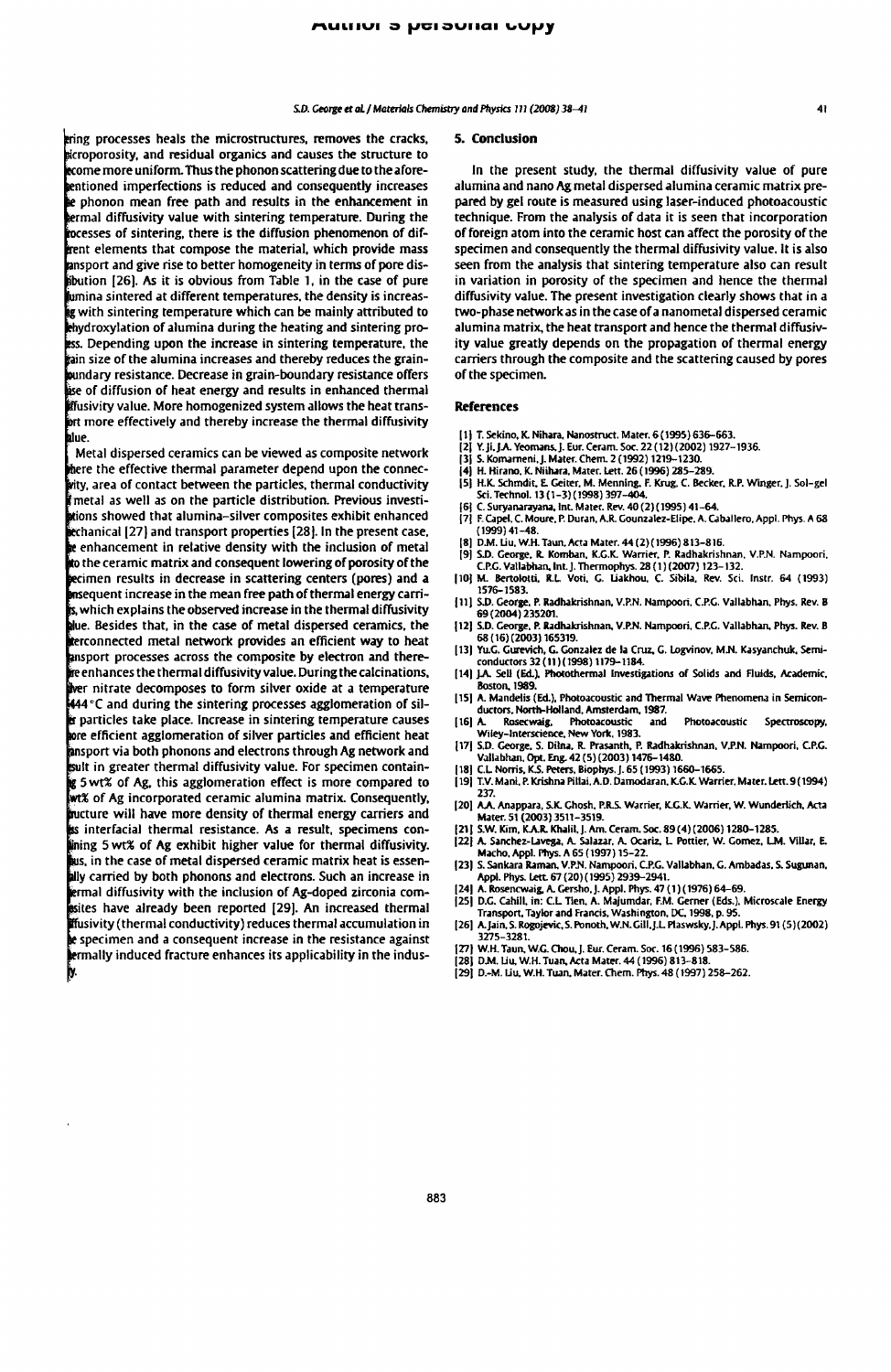tering processes heals the microstructures, removes the cracks, microporosity, and residual organics and causes the structure to become more uniform. Thus the phonon scattering due to the aforementioned imperfections is reduced and consequently increases the phonon mean free path and results in the enhancement in thermal diffusivity value with sintering temperature. During the processes of sintering, there is the diffusion phenomenon of different elements that compose the material, which provide mass transport and give rise to better homogeneity in terms of pore distribution [26]. As it is obvious from Table 1, in the case of pure alumina sintered at different temperatures, the density is increasing with sintering temperature which can be mainly attributed to dehydroxylation of alumina during the heating and sintering process. Depending upon the increase in sintering temperature, the grain size of the alumina increases and thereby reduces the grain-boundary resistance. Decrease in grain-boundary resistance offers ease of diffusion of heat energy and results in enhanced thermal diffusivity value. More homogenized system allows the heat transport more effectively and thereby increase the thermal diffusivity value.

Metal dispersed ceramics can be viewed as composite network where the effective thermal parameter depend upon the connectivity, area of contact between the particles, thermal conductivity of metal as well as on the particle distribution. Previous investigations showed that alumina–silver composites exhibit enhanced mechanical [27] and transport properties [28]. In the present case, the enhancement in relative density with the inclusion of metal into the ceramic matrix and consequent lowering of porosity of the specimen results in decrease in scattering centers (pores) and a consequent increase in the mean free path of thermal energy carriers, which explains the observed increase in the thermal diffusivity value. Besides that, in the case of metal dispersed ceramics, the interconnected metal network provides an efficient way to heat transport processes across the composite by electron and therefore enhances the thermal diffusivity value. During the calcinations, silver nitrate decomposes to form silver oxide at a temperature 444 °C and during the sintering processes agglomeration of silver particles take place. Increase in sintering temperature causes more efficient agglomeration of silver particles and efficient heat transport via both phonons and electrons through Ag network and result in greater thermal diffusivity value. For specimen containing 5 wt% of Ag, this agglomeration effect is more compared to 1 wt% of Ag incorporated ceramic alumina matrix. Consequently, structure will have more density of thermal energy carriers and less interfacial thermal resistance. As a result, specimens containing 5 wt% of Ag exhibit higher value for thermal diffusivity. Thus, in the case of metal dispersed ceramic matrix heat is essentially carried by both phonons and electrons. Such an increase in thermal diffusivity with the inclusion of Ag-doped zirconia composites have already been reported [29]. An increased thermal diffusivity (thermal conductivity) reduces thermal accumulation in the specimen and a consequent increase in the resistance against thermally induced fracture enhances its applicability in the industry.

## 5. Conclusion

In the present study, the thermal diffusivity value of pure alumina and nano Ag metal dispersed alumina ceramic matrix prepared by gel route is measured using laser-induced photoacoustic technique. From the analysis of data it is seen that incorporation of foreign atom into the ceramic host can affect the porosity of the specimen and consequently the thermal diffusivity value. It is also seen from the analysis that sintering temperature also can result in variation in porosity of the specimen and hence the thermal diffusivity value. The present investigation clearly shows that in a two-phase network as in the case of a nanometal dispersed ceramic alumina matrix, the heat transport and hence the thermal diffusivity value greatly depends on the propagation of thermal energy carriers through the composite and the scattering caused by pores of the specimen.

## References

[1] T. Sekino, K. Nihara, Nanostruct. Mater. 6 (1995) 636–663.
[2] Y. Ji, J.A. Yeomans, J. Eur. Ceram. Soc. 22 (12) (2002) 1927–1936.
[3] S. Komarneni, J. Mater. Chem. 2 (1992) 1219–1230.
[4] H. Hirano, K. Niihara, Mater. Lett. 26 (1996) 285–289.
[5] H.K. Schmdit, E. Geiter, M. Menning, F. Krug, C. Becker, R.P. Winger, J. Sol-gel Sci. Technol. 13 (1–3) (1998) 397–404.
[6] C. Suryanarayana, Int. Mater. Rev. 40 (2) (1995) 41–64.
[7] F. Capel, C. Moure, P. Duran, A.R. Gounzalez-Elipe, A. Caballero, Appl. Phys. A 68 (1999) 41–48.
[8] D.M. Liu, W.H. Taun, Acta Mater. 44 (2) (1996) 813–816.
[9] S.D. George, R. Komban, K.G.K. Warrier, P. Radhakrishnan, V.P.N. Nampoori, C.P.G. Vallabhan, Int. J. Thermophys. 28 (1) (2007) 123–132.
[10] M. Bertolotti, R.L. Voti, G. Liakhou, C. Sibila, Rev. Sci. Instr. 64 (1993) 1576–1583.
[11] S.D. George, P. Radhakrishnan, V.P.N. Nampoori, C.P.G. Vallabhan, Phys. Rev. B 69 (2004) 235201.
[12] S.D. George, P. Radhakrishnan, V.P.N. Nampoori, C.P.G. Vallabhan, Phys. Rev. B 68 (16) (2003) 165319.
[13] Yu.G. Gurevich, G. Gonzalez de la Cruz, G. Logvinov, M.N. Kasyanchuk, Semiconductors 32 (11) (1998) 1179–1184.
[14] J.A. Sell (Ed.), Photothermal Investigations of Solids and Fluids, Academic, Boston, 1989.
[15] A. Mandelis (Ed.), Photoacoustic and Thermal Wave Phenomena in Semiconductors, North-Holland, Amsterdam, 1987.
[16] A. Rosecwaig, Photoacoustic and Photoacoustic Spectroscopy, Wiley-Interscience, New York, 1983.
[17] S.D. George, S. Dilna, R. Prasanth, P. Radhakrishnan, V.P.N. Nampoori, C.P.G. Vallabhan, Opt. Eng. 42 (5) (2003) 1476–1480.
[18] C.L. Norris, K.S. Peters, Biophys. J. 65 (1993) 1660–1665.
[19] T.V. Mani, P. Krishna Pillai, A.D. Damodaran, K.G.K. Warrier, Mater. Lett. 9 (1994) 237.
[20] A.A. Anappara, S.K. Ghosh, P.R.S. Warrier, K.G.K. Warrier, W. Wunderlich, Acta Mater. 51 (2003) 3511–3519.
[21] S.W. Kim, K.A.R. Khalil, J. Am. Ceram. Soc. 89 (4) (2006) 1280–1285.
[22] A. Sanchez-Lavega, A. Salazar, A. Ocariz, L. Pottier, W. Gomez, L.M. Villar, E. Macho, Appl. Phys. A 65 (1997) 15–22.
[23] S. Sankara Raman, V.P.N. Nampoori, C.P.G. Vallabhan, G. Ambadas, S. Sugunan, Appl. Phys. Lett. 67 (20) (1995) 2939–2941.
[24] A. Rosencwaig, A. Gersho, J. Appl. Phys. 47 (1) (1976) 64–69.
[25] D.G. Cahill, in: C.L. Tien, A. Majumdar, F.M. Gerner (Eds.), Microscale Energy Transport, Taylor and Francis, Washington, DC, 1998, p. 95.
[26] A. Jain, S. Rogojevic, S. Ponoth, W.N. Gill, J.L. Plaswsky, J. Appl. Phys. 91 (5) (2002) 3275–3281.
[27] W.H. Taun, W.G. Chou, J. Eur. Ceram. Soc. 16 (1996) 583–586.
[28] D.M. Liu, W.H. Tuan, Acta Mater. 44 (1996) 813–818.
[29] D.-M. Liu, W.H. Tuan, Mater. Chem. Phys. 48 (1997) 258–262.